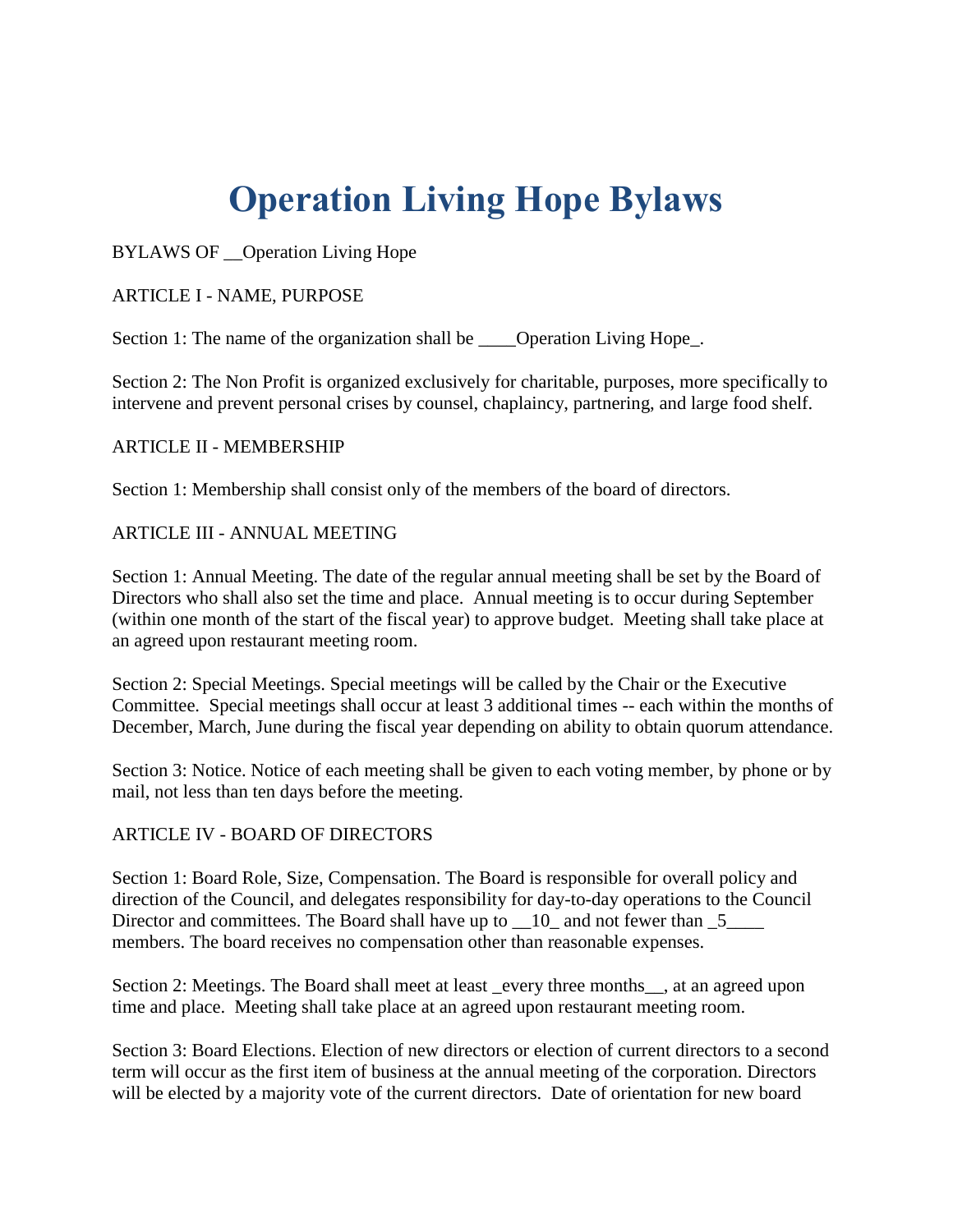# Operation Living Hope Bylaws

BYLAWS OF __Operation Living Hope

ARTICLE I - NAME, PURPOSE

Section 1: The name of the organization shall be ____Operation Living Hope_.

Section 2: The Non Profit is organized exclusively for charitable, purposes, more specifically to intervene and prevent personal crises by counsel, chaplaincy, partnering, and large food shelf.

ARTICLE II - MEMBERSHIP

Section 1: Membership shall consist only of the members of the board of directors.

ARTICLE III - ANNUAL MEETING

Section 1: Annual Meeting. The date of the regular annual meeting shall be set by the Board of Directors who shall also set the time and place. Annual meeting is to occur during September (within one month of the start of the fiscal year) to approve budget. Meeting shall take place at an agreed upon restaurant meeting room.

Section 2: Special Meetings. Special meetings will be called by the Chair or the Executive Committee. Special meetings shall occur at least 3 additional times -- each within the months of December, March, June during the fiscal year depending on ability to obtain quorum attendance.

Section 3: Notice. Notice of each meeting shall be given to each voting member, by phone or by mail, not less than ten days before the meeting.

ARTICLE IV - BOARD OF DIRECTORS

Section 1: Board Role, Size, Compensation. The Board is responsible for overall policy and direction of the Council, and delegates responsibility for day-to-day operations to the Council Director and committees. The Board shall have up to __10_ and not fewer than _5____ members. The board receives no compensation other than reasonable expenses.

Section 2: Meetings. The Board shall meet at least _every three months__, at an agreed upon time and place. Meeting shall take place at an agreed upon restaurant meeting room.

Section 3: Board Elections. Election of new directors or election of current directors to a second term will occur as the first item of business at the annual meeting of the corporation. Directors will be elected by a majority vote of the current directors. Date of orientation for new board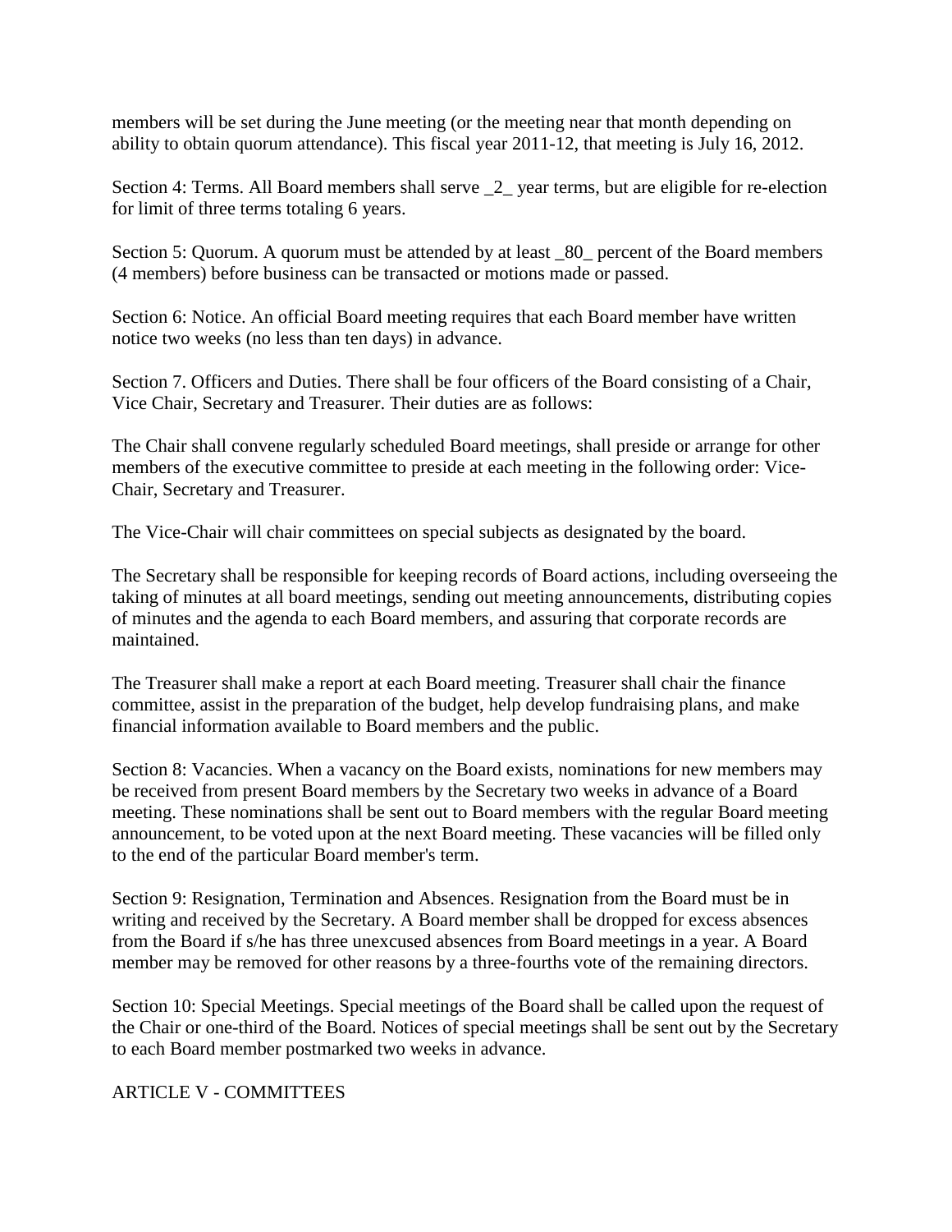members will be set during the June meeting (or the meeting near that month depending on ability to obtain quorum attendance). This fiscal year 2011-12, that meeting is July 16, 2012.

Section 4: Terms. All Board members shall serve _2_ year terms, but are eligible for re-election for limit of three terms totaling 6 years.

Section 5: Quorum. A quorum must be attended by at least _80_ percent of the Board members (4 members) before business can be transacted or motions made or passed.

Section 6: Notice. An official Board meeting requires that each Board member have written notice two weeks (no less than ten days) in advance.

Section 7. Officers and Duties. There shall be four officers of the Board consisting of a Chair, Vice Chair, Secretary and Treasurer. Their duties are as follows:

The Chair shall convene regularly scheduled Board meetings, shall preside or arrange for other members of the executive committee to preside at each meeting in the following order: Vice-Chair, Secretary and Treasurer.

The Vice-Chair will chair committees on special subjects as designated by the board.

The Secretary shall be responsible for keeping records of Board actions, including overseeing the taking of minutes at all board meetings, sending out meeting announcements, distributing copies of minutes and the agenda to each Board members, and assuring that corporate records are maintained.

The Treasurer shall make a report at each Board meeting. Treasurer shall chair the finance committee, assist in the preparation of the budget, help develop fundraising plans, and make financial information available to Board members and the public.

Section 8: Vacancies. When a vacancy on the Board exists, nominations for new members may be received from present Board members by the Secretary two weeks in advance of a Board meeting. These nominations shall be sent out to Board members with the regular Board meeting announcement, to be voted upon at the next Board meeting. These vacancies will be filled only to the end of the particular Board member's term.

Section 9: Resignation, Termination and Absences. Resignation from the Board must be in writing and received by the Secretary. A Board member shall be dropped for excess absences from the Board if s/he has three unexcused absences from Board meetings in a year. A Board member may be removed for other reasons by a three-fourths vote of the remaining directors.

Section 10: Special Meetings. Special meetings of the Board shall be called upon the request of the Chair or one-third of the Board. Notices of special meetings shall be sent out by the Secretary to each Board member postmarked two weeks in advance.

## ARTICLE V - COMMITTEES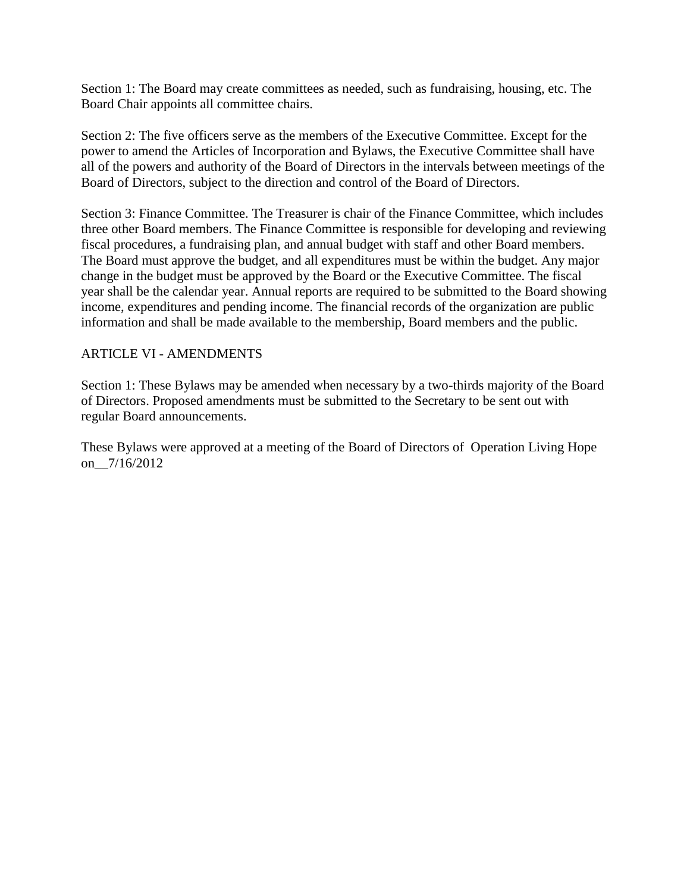Section 1: The Board may create committees as needed, such as fundraising, housing, etc. The Board Chair appoints all committee chairs.

Section 2: The five officers serve as the members of the Executive Committee. Except for the power to amend the Articles of Incorporation and Bylaws, the Executive Committee shall have all of the powers and authority of the Board of Directors in the intervals between meetings of the Board of Directors, subject to the direction and control of the Board of Directors.

Section 3: Finance Committee. The Treasurer is chair of the Finance Committee, which includes three other Board members. The Finance Committee is responsible for developing and reviewing fiscal procedures, a fundraising plan, and annual budget with staff and other Board members. The Board must approve the budget, and all expenditures must be within the budget. Any major change in the budget must be approved by the Board or the Executive Committee. The fiscal year shall be the calendar year. Annual reports are required to be submitted to the Board showing income, expenditures and pending income. The financial records of the organization are public information and shall be made available to the membership, Board members and the public.

## ARTICLE VI - AMENDMENTS

Section 1: These Bylaws may be amended when necessary by a two-thirds majority of the Board of Directors. Proposed amendments must be submitted to the Secretary to be sent out with regular Board announcements.

These Bylaws were approved at a meeting of the Board of Directors of Operation Living Hope on__7/16/2012